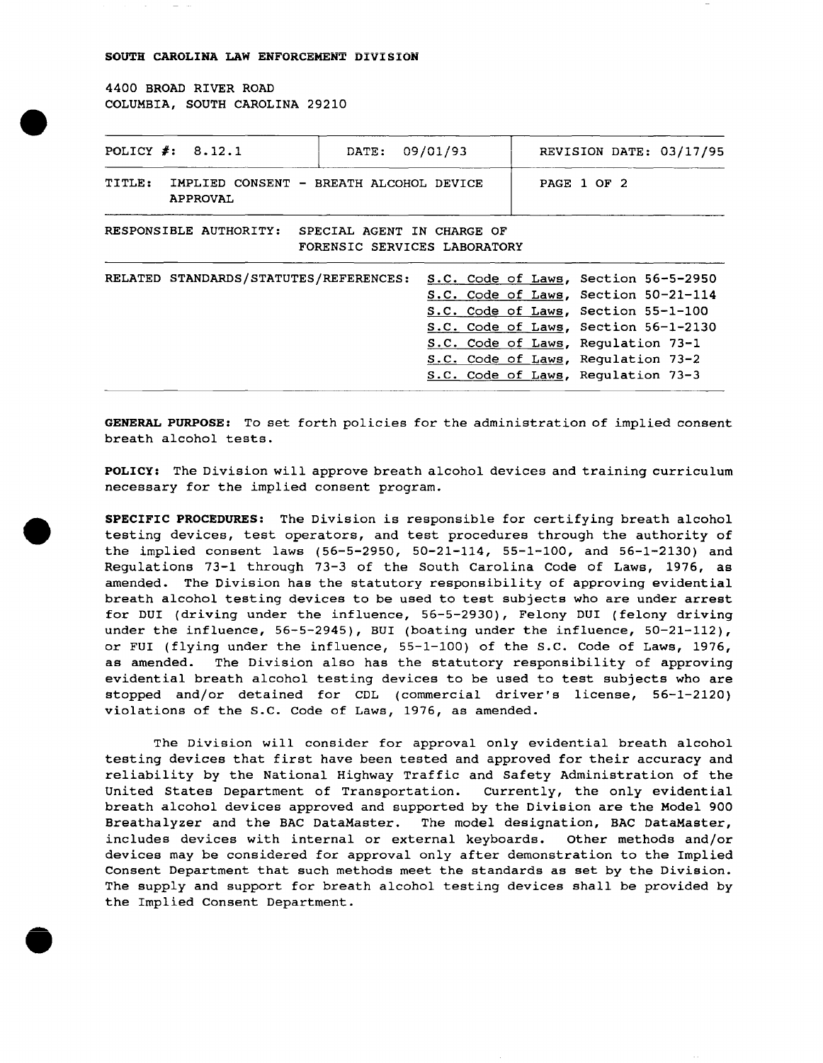**SOUTH CAROLINA LAW ENFORCEMENT DIVISION**

4400 BROAD RIVER ROAD
COLUMBIA, SOUTH CAROLINA 29210

| | | |
|---|---|---|
| POLICY #: 8.12.1 | DATE: 09/01/93 | REVISION DATE: 03/17/95 |
| TITLE: IMPLIED CONSENT - BREATH ALCOHOL DEVICE APPROVAL | | PAGE 1 OF 2 |

RESPONSIBLE AUTHORITY: SPECIAL AGENT IN CHARGE OF FORENSIC SERVICES LABORATORY

RELATED STANDARDS/STATUTES/REFERENCES:
- S.C. Code of Laws, Section 56-5-2950
- S.C. Code of Laws, Section 50-21-114
- S.C. Code of Laws, Section 55-1-100
- S.C. Code of Laws, Section 56-1-2130
- S.C. Code of Laws, Regulation 73-1
- S.C. Code of Laws, Regulation 73-2
- S.C. Code of Laws, Regulation 73-3

**GENERAL PURPOSE:** To set forth policies for the administration of implied consent breath alcohol tests.

**POLICY:** The Division will approve breath alcohol devices and training curriculum necessary for the implied consent program.

**SPECIFIC PROCEDURES:** The Division is responsible for certifying breath alcohol testing devices, test operators, and test procedures through the authority of the implied consent laws (56-5-2950, 50-21-114, 55-1-100, and 56-1-2130) and Regulations 73-1 through 73-3 of the South Carolina Code of Laws, 1976, as amended. The Division has the statutory responsibility of approving evidential breath alcohol testing devices to be used to test subjects who are under arrest for DUI (driving under the influence, 56-5-2930), Felony DUI (felony driving under the influence, 56-5-2945), BUI (boating under the influence, 50-21-112), or FUI (flying under the influence, 55-1-100) of the S.C. Code of Laws, 1976, as amended. The Division also has the statutory responsibility of approving evidential breath alcohol testing devices to be used to test subjects who are stopped and/or detained for CDL (commercial driver's license, 56-1-2120) violations of the S.C. Code of Laws, 1976, as amended.

The Division will consider for approval only evidential breath alcohol testing devices that first have been tested and approved for their accuracy and reliability by the National Highway Traffic and Safety Administration of the United States Department of Transportation. Currently, the only evidential breath alcohol devices approved and supported by the Division are the Model 900 Breathalyzer and the BAC DataMaster. The model designation, BAC DataMaster, includes devices with internal or external keyboards. Other methods and/or devices may be considered for approval only after demonstration to the Implied Consent Department that such methods meet the standards as set by the Division. The supply and support for breath alcohol testing devices shall be provided by the Implied Consent Department.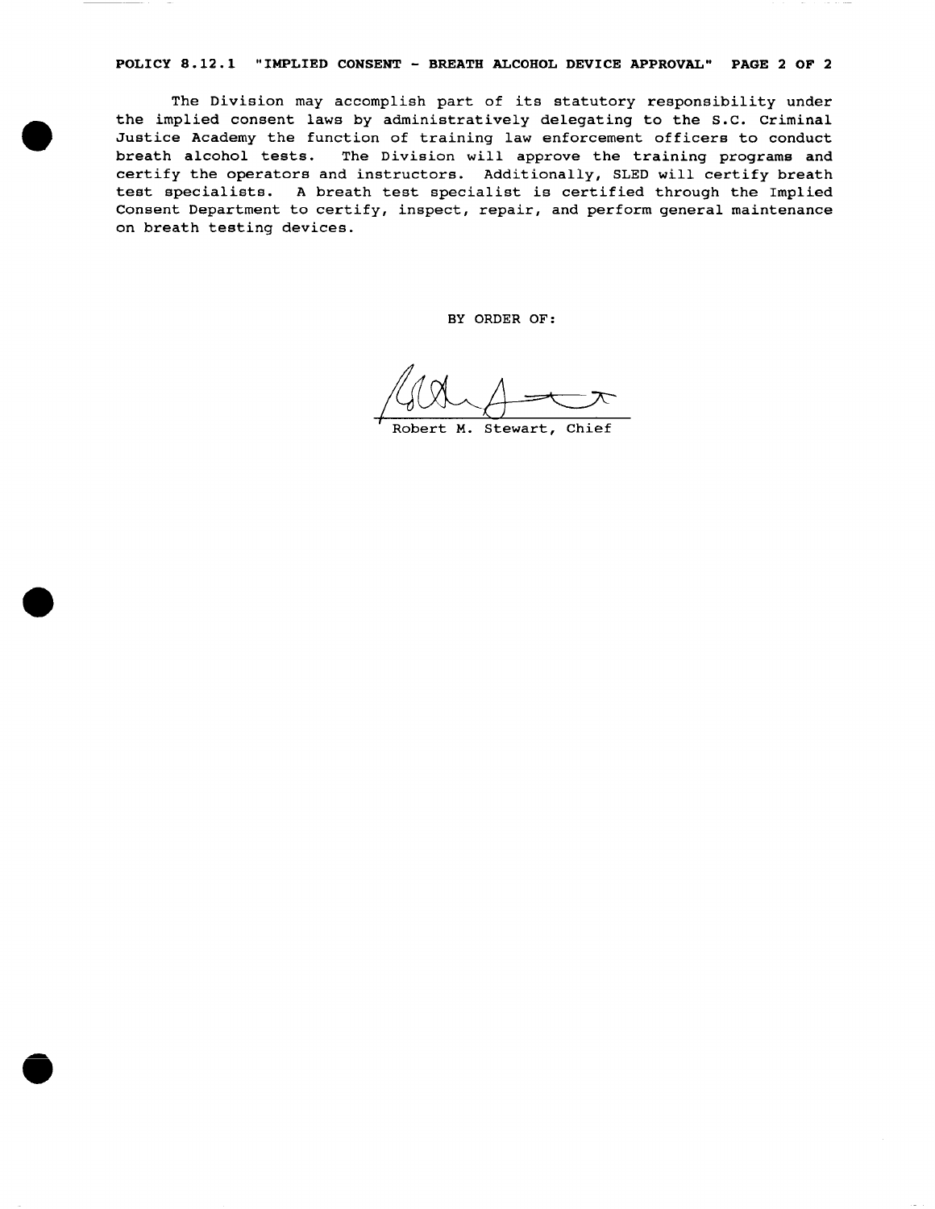The Division may accomplish part of its statutory responsibility under the implied consent laws by administratively delegating to the S.C. Criminal Justice Academy the function of training law enforcement officers to conduct breath alcohol tests. The Division will approve the training programs and certify the operators and instructors. Additionally, SLED will certify breath test specialists. A breath test specialist is certified through the Implied Consent Department to certify, inspect, repair, and perform general maintenance on breath testing devices.

BY ORDER OF:

Robert M. Stewart, Chief